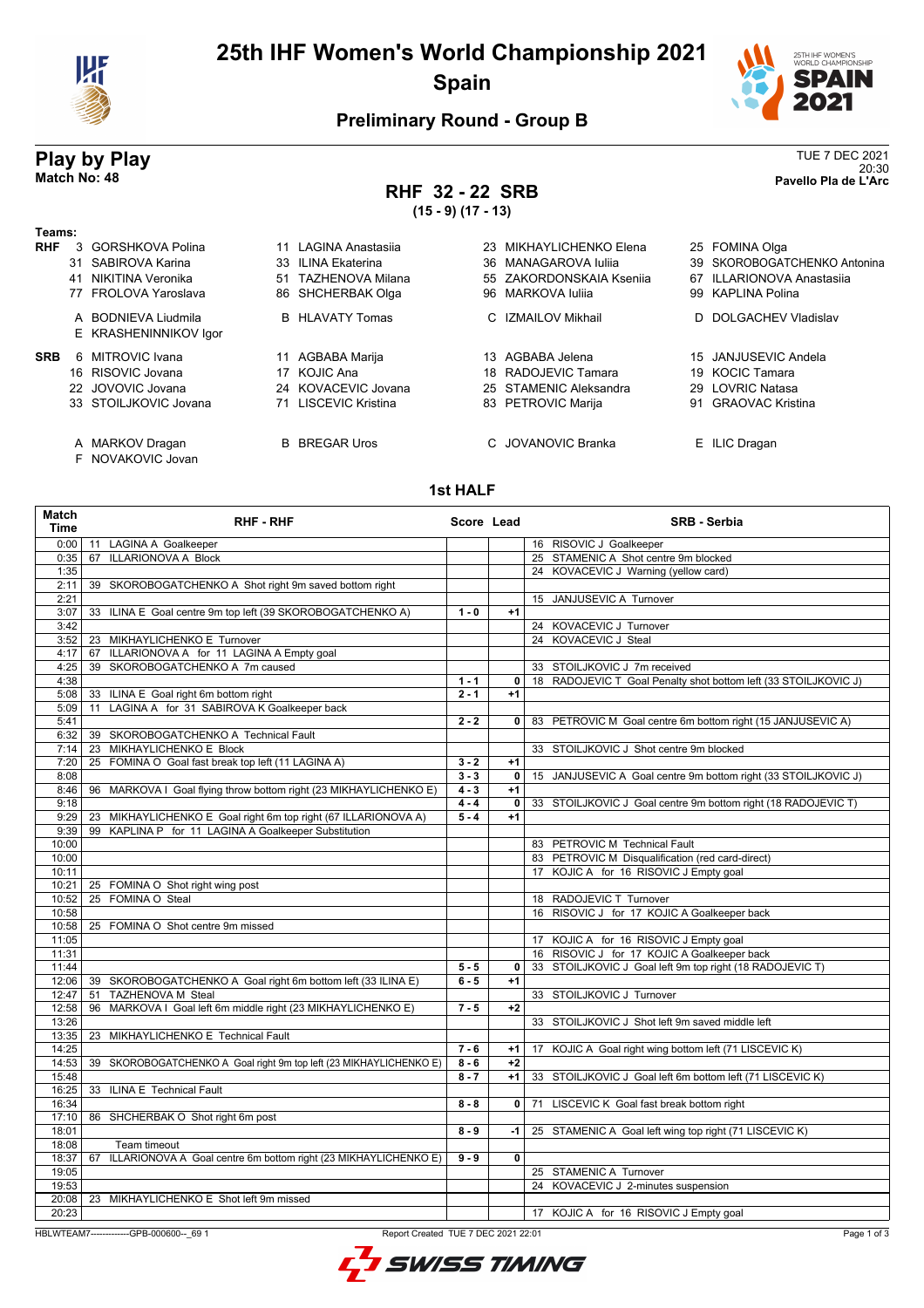# 25th IHF Women's World Championship 2021

## Spain

### Preliminary Round - Group B

## Play by Play

**Match No: 48**

TUE 7 DEC 2021
20:30
**Pavello Pla de L'Arc**

## RHF 32 - 22 SRB

**(15 - 9) (17 - 13)**

**Teams:**

**RHF**
3 GORSHKOVA Polina, 11 LAGINA Anastasiia, 23 MIKHAYLICHENKO Elena, 25 FOMINA Olga
31 SABIROVA Karina, 33 ILINA Ekaterina, 36 MANAGAROVA Iuliia, 39 SKOROBOGATCHENKO Antonina
41 NIKITINA Veronika, 51 TAZHENOVA Milana, 55 ZAKORDONSKAIA Kseniia, 67 ILLARIONOVA Anastasiia
77 FROLOVA Yaroslava, 86 SHCHERBAK Olga, 96 MARKOVA Iuliia, 99 KAPLINA Polina

A BODNIEVA Liudmila, B HLAVATY Tomas, C IZMAILOV Mikhail, D DOLGACHEV Vladislav
E KRASHENINNIKOV Igor

**SRB**
6 MITROVIC Ivana, 11 AGBABA Marija, 13 AGBABA Jelena, 15 JANJUSEVIC Andela
16 RISOVIC Jovana, 17 KOJIC Ana, 18 RADOJEVIC Tamara, 19 KOCIC Tamara
22 JOVOVIC Jovana, 24 KOVACEVIC Jovana, 25 STAMENIC Aleksandra, 29 LOVRIC Natasa
33 STOILJKOVIC Jovana, 71 LISCEVIC Kristina, 83 PETROVIC Marija, 91 GRAOVAC Kristina

A MARKOV Dragan, B BREGAR Uros, C JOVANOVIC Branka, E ILIC Dragan
F NOVAKOVIC Jovan

### 1st HALF

| Match Time | RHF - RHF | Score | Lead | SRB - Serbia |
|---|---|---|---|---|
| 0:00 | 11 LAGINA A Goalkeeper | | | 16 RISOVIC J Goalkeeper |
| 0:35 | 67 ILLARIONOVA A Block | | | 25 STAMENIC A Shot centre 9m blocked |
| 1:35 | | | | 24 KOVACEVIC J Warning (yellow card) |
| 2:11 | 39 SKOROBOGATCHENKO A Shot right 9m saved bottom right | | | |
| 2:21 | | | | 15 JANJUSEVIC A Turnover |
| 3:07 | 33 ILINA E Goal centre 9m top left (39 SKOROBOGATCHENKO A) | 1 - 0 | +1 | |
| 3:42 | | | | 24 KOVACEVIC J Turnover |
| 3:52 | 23 MIKHAYLICHENKO E Turnover | | | 24 KOVACEVIC J Steal |
| 4:17 | 67 ILLARIONOVA A for 11 LAGINA A Empty goal | | | |
| 4:25 | 39 SKOROBOGATCHENKO A 7m caused | | | 33 STOILJKOVIC J 7m received |
| 4:38 | | 1 - 1 | 0 | 18 RADOJEVIC T Goal Penalty shot bottom left (33 STOILJKOVIC J) |
| 5:08 | 33 ILINA E Goal right 6m bottom right | 2 - 1 | +1 | |
| 5:09 | 11 LAGINA A for 31 SABIROVA K Goalkeeper back | | | |
| 5:41 | | 2 - 2 | 0 | 83 PETROVIC M Goal centre 6m bottom right (15 JANJUSEVIC A) |
| 6:32 | 39 SKOROBOGATCHENKO A Technical Fault | | | |
| 7:14 | 23 MIKHAYLICHENKO E Block | | | 33 STOILJKOVIC J Shot centre 9m blocked |
| 7:20 | 25 FOMINA O Goal fast break top left (11 LAGINA A) | 3 - 2 | +1 | |
| 8:08 | | 3 - 3 | 0 | 15 JANJUSEVIC A Goal centre 9m bottom right (33 STOILJKOVIC J) |
| 8:46 | 96 MARKOVA I Goal flying throw bottom right (23 MIKHAYLICHENKO E) | 4 - 3 | +1 | |
| 9:18 | | 4 - 4 | 0 | 33 STOILJKOVIC J Goal centre 9m bottom right (18 RADOJEVIC T) |
| 9:29 | 23 MIKHAYLICHENKO E Goal right 6m top right (67 ILLARIONOVA A) | 5 - 4 | +1 | |
| 9:39 | 99 KAPLINA P for 11 LAGINA A Goalkeeper Substitution | | | |
| 10:00 | | | | 83 PETROVIC M Technical Fault |
| 10:00 | | | | 83 PETROVIC M Disqualification (red card-direct) |
| 10:11 | | | | 17 KOJIC A for 16 RISOVIC J Empty goal |
| 10:21 | 25 FOMINA O Shot right wing post | | | |
| 10:52 | 25 FOMINA O Steal | | | 18 RADOJEVIC T Turnover |
| 10:58 | | | | 16 RISOVIC J for 17 KOJIC A Goalkeeper back |
| 10:58 | 25 FOMINA O Shot centre 9m missed | | | |
| 11:05 | | | | 17 KOJIC A for 16 RISOVIC J Empty goal |
| 11:31 | | | | 16 RISOVIC J for 17 KOJIC A Goalkeeper back |
| 11:44 | | 5 - 5 | 0 | 33 STOILJKOVIC J Goal left 9m top right (18 RADOJEVIC T) |
| 12:06 | 39 SKOROBOGATCHENKO A Goal right 6m bottom left (33 ILINA E) | 6 - 5 | +1 | |
| 12:47 | 51 TAZHENOVA M Steal | | | 33 STOILJKOVIC J Turnover |
| 12:58 | 96 MARKOVA I Goal left 6m middle right (23 MIKHAYLICHENKO E) | 7 - 5 | +2 | |
| 13:26 | | | | 33 STOILJKOVIC J Shot left 9m saved middle left |
| 13:35 | 23 MIKHAYLICHENKO E Technical Fault | | | |
| 14:25 | | 7 - 6 | +1 | 17 KOJIC A Goal right wing bottom left (71 LISCEVIC K) |
| 14:53 | 39 SKOROBOGATCHENKO A Goal right 9m top left (23 MIKHAYLICHENKO E) | 8 - 6 | +2 | |
| 15:48 | | 8 - 7 | +1 | 33 STOILJKOVIC J Goal left 6m bottom left (71 LISCEVIC K) |
| 16:25 | 33 ILINA E Technical Fault | | | |
| 16:34 | | 8 - 8 | 0 | 71 LISCEVIC K Goal fast break bottom right |
| 17:10 | 86 SHCHERBAK O Shot right 6m post | | | |
| 18:01 | | 8 - 9 | -1 | 25 STAMENIC A Goal left wing top right (71 LISCEVIC K) |
| 18:08 | Team timeout | | | |
| 18:37 | 67 ILLARIONOVA A Goal centre 6m bottom right (23 MIKHAYLICHENKO E) | 9 - 9 | 0 | |
| 19:05 | | | | 25 STAMENIC A Turnover |
| 19:53 | | | | 24 KOVACEVIC J 2-minutes suspension |
| 20:08 | 23 MIKHAYLICHENKO E Shot left 9m missed | | | |
| 20:23 | | | | 17 KOJIC A for 16 RISOVIC J Empty goal |

HBLWTEAM7-------------GPB-000600--_69 1 Report Created TUE 7 DEC 2021 22:01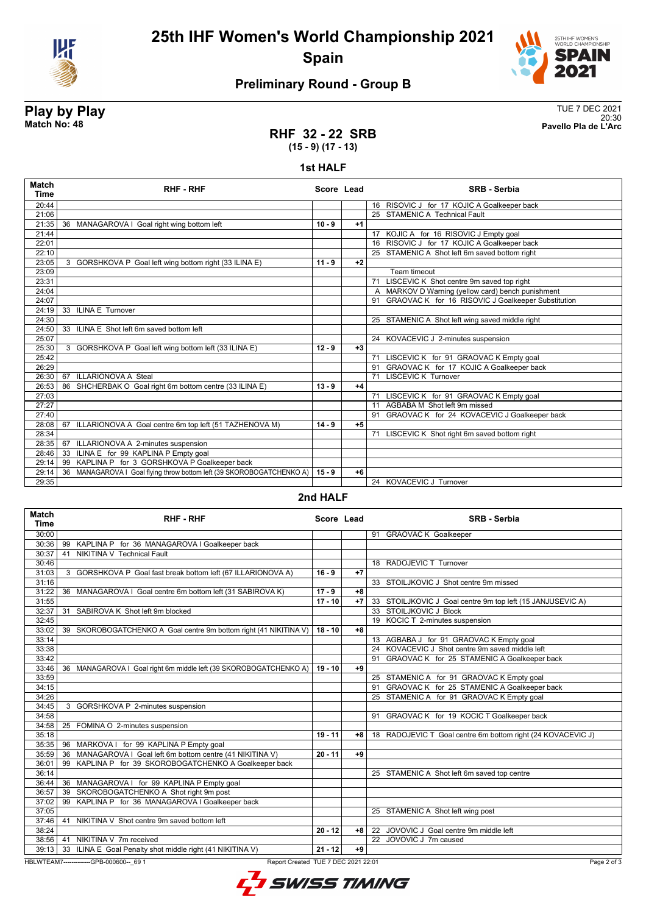# 25th IHF Women's World Championship 2021

## Spain

### Preliminary Round - Group B

**Play by Play**
**Match No: 48**

TUE 7 DEC 2021
20:30
**Pavello Pla de L'Arc**

## RHF 32 - 22 SRB
**(15 - 9) (17 - 13)**

### 1st HALF

| Match Time | RHF - RHF | Score | Lead | SRB - Serbia |
|---|---|---|---|---|
| 20:44 | | | | 16 RISOVIC J for 17 KOJIC A Goalkeeper back |
| 21:06 | | | | 25 STAMENIC A Technical Fault |
| 21:35 | 36 MANAGAROVA I Goal right wing bottom left | 10 - 9 | +1 | |
| 21:44 | | | | 17 KOJIC A for 16 RISOVIC J Empty goal |
| 22:01 | | | | 16 RISOVIC J for 17 KOJIC A Goalkeeper back |
| 22:10 | | | | 25 STAMENIC A Shot left 6m saved bottom right |
| 23:05 | 3 GORSHKOVA P Goal left wing bottom right (33 ILINA E) | 11 - 9 | +2 | |
| 23:09 | | | | Team timeout |
| 23:31 | | | | 71 LISCEVIC K Shot centre 9m saved top right |
| 24:04 | | | | A MARKOV D Warning (yellow card) bench punishment |
| 24:07 | | | | 91 GRAOVAC K for 16 RISOVIC J Goalkeeper Substitution |
| 24:19 | 33 ILINA E Turnover | | | |
| 24:30 | | | | 25 STAMENIC A Shot left wing saved middle right |
| 24:50 | 33 ILINA E Shot left 6m saved bottom left | | | |
| 25:07 | | | | 24 KOVACEVIC J 2-minutes suspension |
| 25:30 | 3 GORSHKOVA P Goal left wing bottom left (33 ILINA E) | 12 - 9 | +3 | |
| 25:42 | | | | 71 LISCEVIC K for 91 GRAOVAC K Empty goal |
| 26:29 | | | | 91 GRAOVAC K for 17 KOJIC A Goalkeeper back |
| 26:30 | 67 ILLARIONOVA A Steal | | | 71 LISCEVIC K Turnover |
| 26:53 | 86 SHCHERBAK O Goal right 6m bottom centre (33 ILINA E) | 13 - 9 | +4 | |
| 27:03 | | | | 71 LISCEVIC K for 91 GRAOVAC K Empty goal |
| 27:27 | | | | 11 AGBABA M Shot left 9m missed |
| 27:40 | | | | 91 GRAOVAC K for 24 KOVACEVIC J Goalkeeper back |
| 28:08 | 67 ILLARIONOVA A Goal centre 6m top left (51 TAZHENOVA M) | 14 - 9 | +5 | |
| 28:34 | | | | 71 LISCEVIC K Shot right 6m saved bottom right |
| 28:35 | 67 ILLARIONOVA A 2-minutes suspension | | | |
| 28:46 | 33 ILINA E for 99 KAPLINA P Empty goal | | | |
| 29:14 | 99 KAPLINA P for 3 GORSHKOVA P Goalkeeper back | | | |
| 29:14 | 36 MANAGAROVA I Goal flying throw bottom left (39 SKOROBOGATCHENKO A) | 15 - 9 | +6 | |
| 29:35 | | | | 24 KOVACEVIC J Turnover |

### 2nd HALF

| Match Time | RHF - RHF | Score | Lead | SRB - Serbia |
|---|---|---|---|---|
| 30:00 | | | | 91 GRAOVAC K Goalkeeper |
| 30:36 | 99 KAPLINA P for 36 MANAGAROVA I Goalkeeper back | | | |
| 30:37 | 41 NIKITINA V Technical Fault | | | |
| 30:46 | | | | 18 RADOJEVIC T Turnover |
| 31:03 | 3 GORSHKOVA P Goal fast break bottom left (67 ILLARIONOVA A) | 16 - 9 | +7 | |
| 31:16 | | | | 33 STOILJKOVIC J Shot centre 9m missed |
| 31:22 | 36 MANAGAROVA I Goal centre 6m bottom left (31 SABIROVA K) | 17 - 9 | +8 | |
| 31:55 | | 17 - 10 | +7 | 33 STOILJKOVIC J Goal centre 9m top left (15 JANJUSEVIC A) |
| 32:37 | 31 SABIROVA K Shot left 9m blocked | | | 33 STOILJKOVIC J Block |
| 32:45 | | | | 19 KOCIC T 2-minutes suspension |
| 33:02 | 39 SKOROBOGATCHENKO A Goal centre 9m bottom right (41 NIKITINA V) | 18 - 10 | +8 | |
| 33:14 | | | | 13 AGBABA J for 91 GRAOVAC K Empty goal |
| 33:38 | | | | 24 KOVACEVIC J Shot centre 9m saved middle left |
| 33:42 | | | | 91 GRAOVAC K for 25 STAMENIC A Goalkeeper back |
| 33:46 | 36 MANAGAROVA I Goal right 6m middle left (39 SKOROBOGATCHENKO A) | 19 - 10 | +9 | |
| 33:59 | | | | 25 STAMENIC A for 91 GRAOVAC K Empty goal |
| 34:15 | | | | 91 GRAOVAC K for 25 STAMENIC A Goalkeeper back |
| 34:26 | | | | 25 STAMENIC A for 91 GRAOVAC K Empty goal |
| 34:45 | 3 GORSHKOVA P 2-minutes suspension | | | |
| 34:58 | | | | 91 GRAOVAC K for 19 KOCIC T Goalkeeper back |
| 34:58 | 25 FOMINA O 2-minutes suspension | | | |
| 35:18 | | 19 - 11 | +8 | 18 RADOJEVIC T Goal centre 6m bottom right (24 KOVACEVIC J) |
| 35:35 | 96 MARKOVA I for 99 KAPLINA P Empty goal | | | |
| 35:59 | 36 MANAGAROVA I Goal left 6m bottom centre (41 NIKITINA V) | 20 - 11 | +9 | |
| 36:01 | 99 KAPLINA P for 39 SKOROBOGATCHENKO A Goalkeeper back | | | |
| 36:14 | | | | 25 STAMENIC A Shot left 6m saved top centre |
| 36:44 | 36 MANAGAROVA I for 99 KAPLINA P Empty goal | | | |
| 36:57 | 39 SKOROBOGATCHENKO A Shot right 9m post | | | |
| 37:02 | 99 KAPLINA P for 36 MANAGAROVA I Goalkeeper back | | | |
| 37:05 | | | | 25 STAMENIC A Shot left wing post |
| 37:46 | 41 NIKITINA V Shot centre 9m saved bottom left | | | |
| 38:24 | | 20 - 12 | +8 | 22 JOVOVIC J Goal centre 9m middle left |
| 38:56 | 41 NIKITINA V 7m received | | | 22 JOVOVIC J 7m caused |
| 39:13 | 33 ILINA E Goal Penalty shot middle right (41 NIKITINA V) | 21 - 12 | +9 | |

HBLWTEAM7-------------GPB-000600--_69 1 Report Created TUE 7 DEC 2021 22:01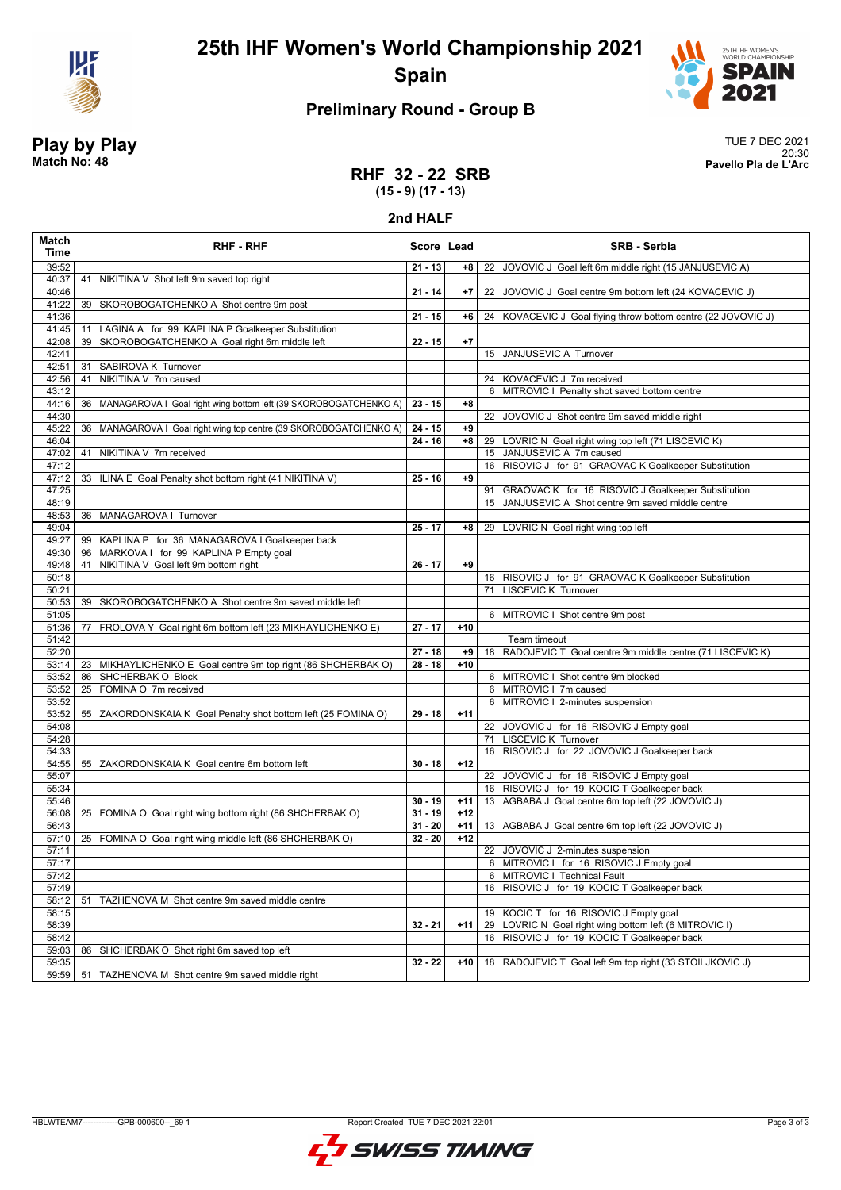# 25th IHF Women's World Championship 2021

## Spain

### Preliminary Round - Group B

**Play by Play**
**Match No: 48**

TUE 7 DEC 2021
20:30
**Pavello Pla de L'Arc**

## RHF 32 - 22 SRB

**(15 - 9) (17 - 13)**

### 2nd HALF

| Match Time | RHF - RHF | Score | Lead | SRB - Serbia |
|---|---|---|---|---|
| 39:52 | | 21 - 13 | +8 | 22 JOVOVIC J Goal left 6m middle right (15 JANJUSEVIC A) |
| 40:37 | 41 NIKITINA V Shot left 9m saved top right | | | |
| 40:46 | | 21 - 14 | +7 | 22 JOVOVIC J Goal centre 9m bottom left (24 KOVACEVIC J) |
| 41:22 | 39 SKOROBOGATCHENKO A Shot centre 9m post | | | |
| 41:36 | | 21 - 15 | +6 | 24 KOVACEVIC J Goal flying throw bottom centre (22 JOVOVIC J) |
| 41:45 | 11 LAGINA A for 99 KAPLINA P Goalkeeper Substitution | | | |
| 42:08 | 39 SKOROBOGATCHENKO A Goal right 6m middle left | 22 - 15 | +7 | |
| 42:41 | | | | 15 JANJUSEVIC A Turnover |
| 42:51 | 31 SABIROVA K Turnover | | | |
| 42:56 | 41 NIKITINA V 7m caused | | | 24 KOVACEVIC J 7m received |
| 43:12 | | | | 6 MITROVIC I Penalty shot saved bottom centre |
| 44:16 | 36 MANAGAROVA I Goal right wing bottom left (39 SKOROBOGATCHENKO A) | 23 - 15 | +8 | |
| 44:30 | | | | 22 JOVOVIC J Shot centre 9m saved middle right |
| 45:22 | 36 MANAGAROVA I Goal right wing top centre (39 SKOROBOGATCHENKO A) | 24 - 15 | +9 | |
| 46:04 | | 24 - 16 | +8 | 29 LOVRIC N Goal right wing top left (71 LISCEVIC K) |
| 47:02 | 41 NIKITINA V 7m received | | | 15 JANJUSEVIC A 7m caused |
| 47:12 | | | | 16 RISOVIC J for 91 GRAOVAC K Goalkeeper Substitution |
| 47:12 | 33 ILINA E Goal Penalty shot bottom right (41 NIKITINA V) | 25 - 16 | +9 | |
| 47:25 | | | | 91 GRAOVAC K for 16 RISOVIC J Goalkeeper Substitution |
| 48:19 | | | | 15 JANJUSEVIC A Shot centre 9m saved middle centre |
| 48:53 | 36 MANAGAROVA I Turnover | | | |
| 49:04 | | 25 - 17 | +8 | 29 LOVRIC N Goal right wing top left |
| 49:27 | 99 KAPLINA P for 36 MANAGAROVA I Goalkeeper back | | | |
| 49:30 | 96 MARKOVA I for 99 KAPLINA P Empty goal | | | |
| 49:48 | 41 NIKITINA V Goal left 9m bottom right | 26 - 17 | +9 | |
| 50:18 | | | | 16 RISOVIC J for 91 GRAOVAC K Goalkeeper Substitution |
| 50:21 | | | | 71 LISCEVIC K Turnover |
| 50:53 | 39 SKOROBOGATCHENKO A Shot centre 9m saved middle left | | | |
| 51:05 | | | | 6 MITROVIC I Shot centre 9m post |
| 51:36 | 77 FROLOVA Y Goal right 6m bottom left (23 MIKHAYLICHENKO E) | 27 - 17 | +10 | |
| 51:42 | | | | Team timeout |
| 52:20 | | 27 - 18 | +9 | 18 RADOJEVIC T Goal centre 9m middle centre (71 LISCEVIC K) |
| 53:14 | 23 MIKHAYLICHENKO E Goal centre 9m top right (86 SHCHERBAK O) | 28 - 18 | +10 | |
| 53:52 | 86 SHCHERBAK O Block | | | 6 MITROVIC I Shot centre 9m blocked |
| 53:52 | 25 FOMINA O 7m received | | | 6 MITROVIC I 7m caused |
| 53:52 | | | | 6 MITROVIC I 2-minutes suspension |
| 53:52 | 55 ZAKORDONSKAIA K Goal Penalty shot bottom left (25 FOMINA O) | 29 - 18 | +11 | |
| 54:08 | | | | 22 JOVOVIC J for 16 RISOVIC J Empty goal |
| 54:28 | | | | 71 LISCEVIC K Turnover |
| 54:33 | | | | 16 RISOVIC J for 22 JOVOVIC J Goalkeeper back |
| 54:55 | 55 ZAKORDONSKAIA K Goal centre 6m bottom left | 30 - 18 | +12 | |
| 55:07 | | | | 22 JOVOVIC J for 16 RISOVIC J Empty goal |
| 55:34 | | | | 16 RISOVIC J for 19 KOCIC T Goalkeeper back |
| 55:46 | | 30 - 19 | +11 | 13 AGBABA J Goal centre 6m top left (22 JOVOVIC J) |
| 56:08 | 25 FOMINA O Goal right wing bottom right (86 SHCHERBAK O) | 31 - 19 | +12 | |
| 56:43 | | 31 - 20 | +11 | 13 AGBABA J Goal centre 6m top left (22 JOVOVIC J) |
| 57:10 | 25 FOMINA O Goal right wing middle left (86 SHCHERBAK O) | 32 - 20 | +12 | |
| 57:11 | | | | 22 JOVOVIC J 2-minutes suspension |
| 57:17 | | | | 6 MITROVIC I for 16 RISOVIC J Empty goal |
| 57:42 | | | | 6 MITROVIC I Technical Fault |
| 57:49 | | | | 16 RISOVIC J for 19 KOCIC T Goalkeeper back |
| 58:12 | 51 TAZHENOVA M Shot centre 9m saved middle centre | | | |
| 58:15 | | | | 19 KOCIC T for 16 RISOVIC J Empty goal |
| 58:39 | | 32 - 21 | +11 | 29 LOVRIC N Goal right wing bottom left (6 MITROVIC I) |
| 58:42 | | | | 16 RISOVIC J for 19 KOCIC T Goalkeeper back |
| 59:03 | 86 SHCHERBAK O Shot right 6m saved top left | | | |
| 59:35 | | 32 - 22 | +10 | 18 RADOJEVIC T Goal left 9m top right (33 STOILJKOVIC J) |
| 59:59 | 51 TAZHENOVA M Shot centre 9m saved middle right | | | |

HBLWTEAM7-------------GPB-000600--_69 1 Report Created TUE 7 DEC 2021 22:01